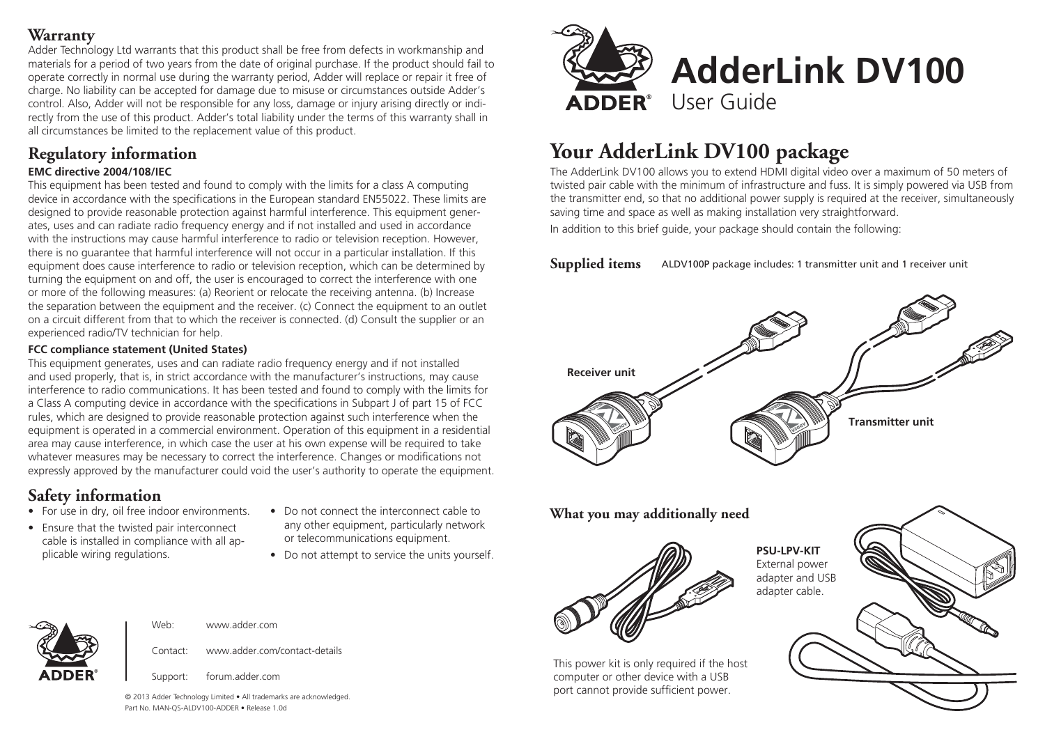# AdderLink DV100

User Guide

## Your AdderLink DV100 package

The AdderLink DV100 allows you to extend HDMI digital video over a maximum of 50 meters of twisted pair cable with the minimum of infrastructure and fuss. It is simply powered via USB from the transmitter end, so that no additional power supply is required at the receiver, simultaneously saving time and space as well as making installation very straightforward.

In addition to this brief guide, your package should contain the following:

### Supplied items

ALDV100P package includes: 1 transmitter unit and 1 receiver unit

Receiver unit

Transmitter unit

### What you may additionally need

**PSU-LPV-KIT**
External power adapter and USB adapter cable.

This power kit is only required if the host computer or other device with a USB port cannot provide sufficient power.

## Warranty

Adder Technology Ltd warrants that this product shall be free from defects in workmanship and materials for a period of two years from the date of original purchase. If the product should fail to operate correctly in normal use during the warranty period, Adder will replace or repair it free of charge. No liability can be accepted for damage due to misuse or circumstances outside Adder's control. Also, Adder will not be responsible for any loss, damage or injury arising directly or indirectly from the use of this product. Adder's total liability under the terms of this warranty shall in all circumstances be limited to the replacement value of this product.

## Regulatory information

**EMC directive 2004/108/IEC**

This equipment has been tested and found to comply with the limits for a class A computing device in accordance with the specifications in the European standard EN55022. These limits are designed to provide reasonable protection against harmful interference. This equipment generates, uses and can radiate radio frequency energy and if not installed and used in accordance with the instructions may cause harmful interference to radio or television reception. However, there is no guarantee that harmful interference will not occur in a particular installation. If this equipment does cause interference to radio or television reception, which can be determined by turning the equipment on and off, the user is encouraged to correct the interference with one or more of the following measures: (a) Reorient or relocate the receiving antenna. (b) Increase the separation between the equipment and the receiver. (c) Connect the equipment to an outlet on a circuit different from that to which the receiver is connected. (d) Consult the supplier or an experienced radio/TV technician for help.

**FCC compliance statement (United States)**

This equipment generates, uses and can radiate radio frequency energy and if not installed and used properly, that is, in strict accordance with the manufacturer's instructions, may cause interference to radio communications. It has been tested and found to comply with the limits for a Class A computing device in accordance with the specifications in Subpart J of part 15 of FCC rules, which are designed to provide reasonable protection against such interference when the equipment is operated in a commercial environment. Operation of this equipment in a residential area may cause interference, in which case the user at his own expense will be required to take whatever measures may be necessary to correct the interference. Changes or modifications not expressly approved by the manufacturer could void the user's authority to operate the equipment.

## Safety information

- For use in dry, oil free indoor environments.
- Ensure that the twisted pair interconnect cable is installed in compliance with all applicable wiring regulations.
- Do not connect the interconnect cable to any other equipment, particularly network or telecommunications equipment.
- Do not attempt to service the units yourself.

Web: www.adder.com

Contact: www.adder.com/contact-details

Support: forum.adder.com

© 2013 Adder Technology Limited • All trademarks are acknowledged.
Part No. MAN-QS-ALDV100-ADDER • Release 1.0d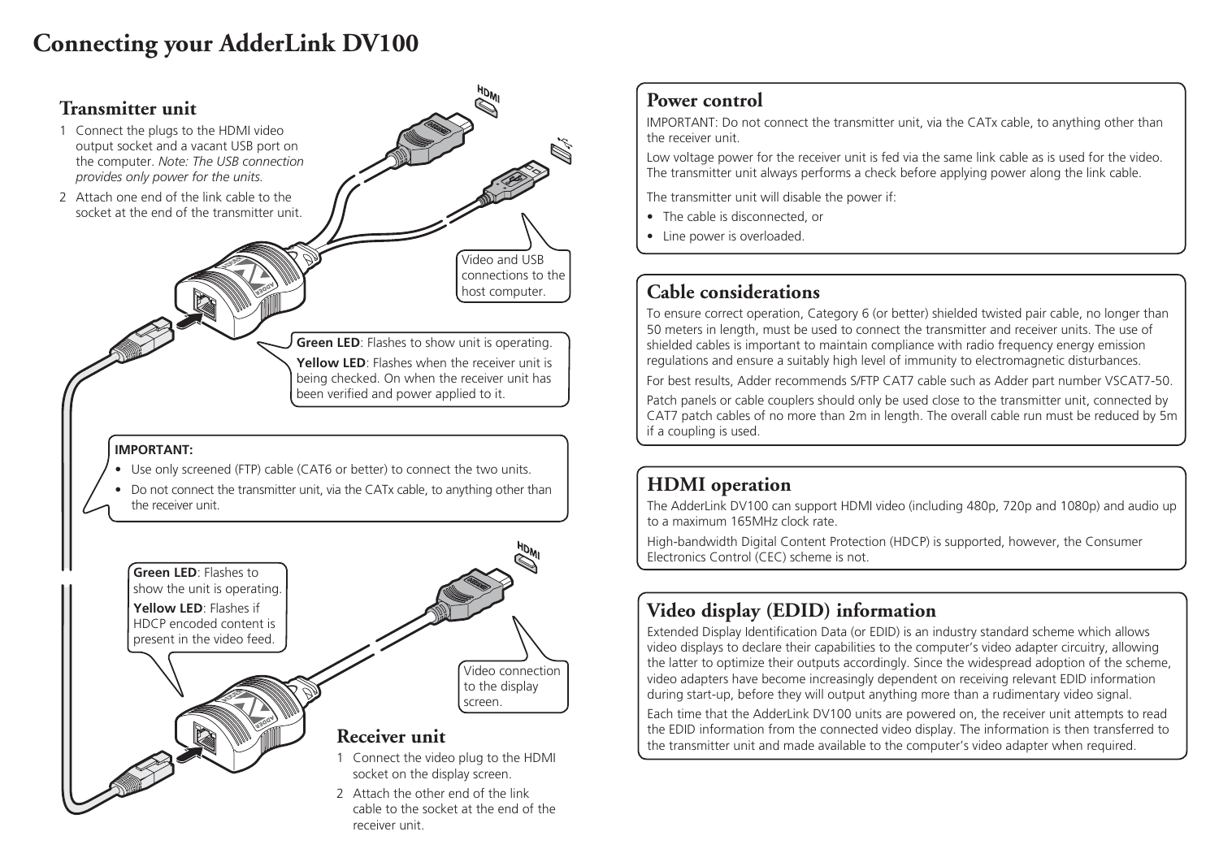# Connecting your AdderLink DV100

## Transmitter unit

1. Connect the plugs to the HDMI video output socket and a vacant USB port on the computer. *Note: The USB connection provides only power for the units.*
2. Attach one end of the link cable to the socket at the end of the transmitter unit.

Video and USB connections to the host computer.

**Green LED**: Flashes to show unit is operating.

**Yellow LED**: Flashes when the receiver unit is being checked. On when the receiver unit has been verified and power applied to it.

**IMPORTANT:**

- Use only screened (FTP) cable (CAT6 or better) to connect the two units.
- Do not connect the transmitter unit, via the CATx cable, to anything other than the receiver unit.

**Green LED**: Flashes to show the unit is operating.

**Yellow LED**: Flashes if HDCP encoded content is present in the video feed.

Video connection to the display screen.

## Receiver unit

1. Connect the video plug to the HDMI socket on the display screen.
2. Attach the other end of the link cable to the socket at the end of the receiver unit.

## Power control

IMPORTANT: Do not connect the transmitter unit, via the CATx cable, to anything other than the receiver unit.

Low voltage power for the receiver unit is fed via the same link cable as is used for the video. The transmitter unit always performs a check before applying power along the link cable.

The transmitter unit will disable the power if:

- The cable is disconnected, or
- Line power is overloaded.

## Cable considerations

To ensure correct operation, Category 6 (or better) shielded twisted pair cable, no longer than 50 meters in length, must be used to connect the transmitter and receiver units. The use of shielded cables is important to maintain compliance with radio frequency energy emission regulations and ensure a suitably high level of immunity to electromagnetic disturbances.

For best results, Adder recommends S/FTP CAT7 cable such as Adder part number VSCAT7-50.

Patch panels or cable couplers should only be used close to the transmitter unit, connected by CAT7 patch cables of no more than 2m in length. The overall cable run must be reduced by 5m if a coupling is used.

## HDMI operation

The AdderLink DV100 can support HDMI video (including 480p, 720p and 1080p) and audio up to a maximum 165MHz clock rate.

High-bandwidth Digital Content Protection (HDCP) is supported, however, the Consumer Electronics Control (CEC) scheme is not.

## Video display (EDID) information

Extended Display Identification Data (or EDID) is an industry standard scheme which allows video displays to declare their capabilities to the computer's video adapter circuitry, allowing the latter to optimize their outputs accordingly. Since the widespread adoption of the scheme, video adapters have become increasingly dependent on receiving relevant EDID information during start-up, before they will output anything more than a rudimentary video signal.

Each time that the AdderLink DV100 units are powered on, the receiver unit attempts to read the EDID information from the connected video display. The information is then transferred to the transmitter unit and made available to the computer's video adapter when required.